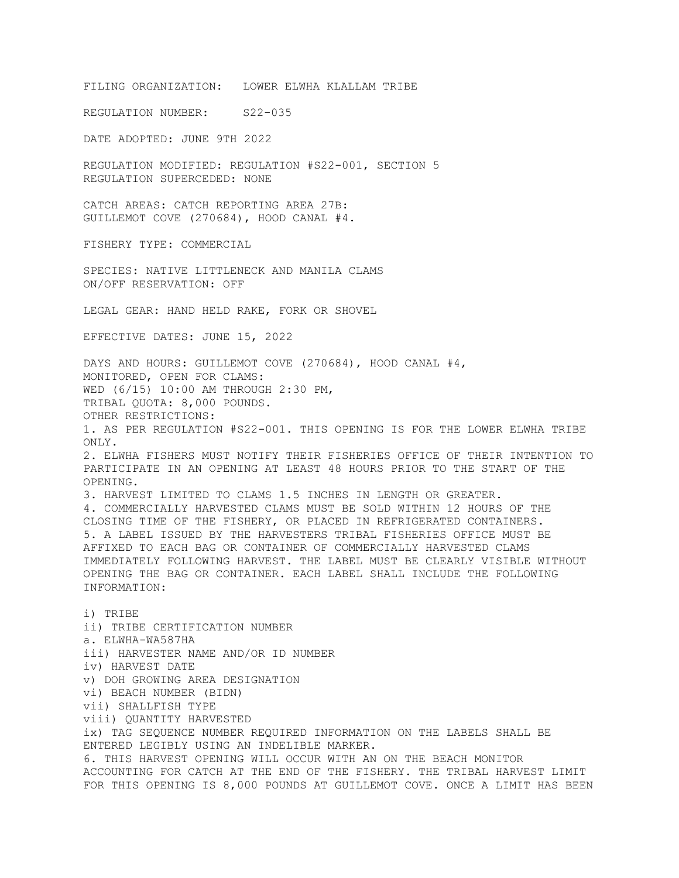FILING ORGANIZATION: LOWER ELWHA KLALLAM TRIBE

REGULATION NUMBER: S22-035

DATE ADOPTED: JUNE 9TH 2022

REGULATION MODIFIED: REGULATION #S22-001, SECTION 5
REGULATION SUPERCEDED: NONE

CATCH AREAS: CATCH REPORTING AREA 27B:
GUILLEMOT COVE (270684), HOOD CANAL #4.

FISHERY TYPE: COMMERCIAL

SPECIES: NATIVE LITTLENECK AND MANILA CLAMS
ON/OFF RESERVATION: OFF

LEGAL GEAR: HAND HELD RAKE, FORK OR SHOVEL

EFFECTIVE DATES: JUNE 15, 2022

DAYS AND HOURS: GUILLEMOT COVE (270684), HOOD CANAL #4,
MONITORED, OPEN FOR CLAMS:
WED (6/15) 10:00 AM THROUGH 2:30 PM,
TRIBAL QUOTA: 8,000 POUNDS.
OTHER RESTRICTIONS:

1. AS PER REGULATION #S22-001. THIS OPENING IS FOR THE LOWER ELWHA TRIBE ONLY.
2. ELWHA FISHERS MUST NOTIFY THEIR FISHERIES OFFICE OF THEIR INTENTION TO PARTICIPATE IN AN OPENING AT LEAST 48 HOURS PRIOR TO THE START OF THE OPENING.
3. HARVEST LIMITED TO CLAMS 1.5 INCHES IN LENGTH OR GREATER.
4. COMMERCIALLY HARVESTED CLAMS MUST BE SOLD WITHIN 12 HOURS OF THE CLOSING TIME OF THE FISHERY, OR PLACED IN REFRIGERATED CONTAINERS.
5. A LABEL ISSUED BY THE HARVESTERS TRIBAL FISHERIES OFFICE MUST BE AFFIXED TO EACH BAG OR CONTAINER OF COMMERCIALLY HARVESTED CLAMS IMMEDIATELY FOLLOWING HARVEST. THE LABEL MUST BE CLEARLY VISIBLE WITHOUT OPENING THE BAG OR CONTAINER. EACH LABEL SHALL INCLUDE THE FOLLOWING INFORMATION:

i) TRIBE
ii) TRIBE CERTIFICATION NUMBER
a. ELWHA-WA587HA
iii) HARVESTER NAME AND/OR ID NUMBER
iv) HARVEST DATE
v) DOH GROWING AREA DESIGNATION
vi) BEACH NUMBER (BIDN)
vii) SHALLFISH TYPE
viii) QUANTITY HARVESTED
ix) TAG SEQUENCE NUMBER REQUIRED INFORMATION ON THE LABELS SHALL BE ENTERED LEGIBLY USING AN INDELIBLE MARKER.

6. THIS HARVEST OPENING WILL OCCUR WITH AN ON THE BEACH MONITOR ACCOUNTING FOR CATCH AT THE END OF THE FISHERY. THE TRIBAL HARVEST LIMIT FOR THIS OPENING IS 8,000 POUNDS AT GUILLEMOT COVE. ONCE A LIMIT HAS BEEN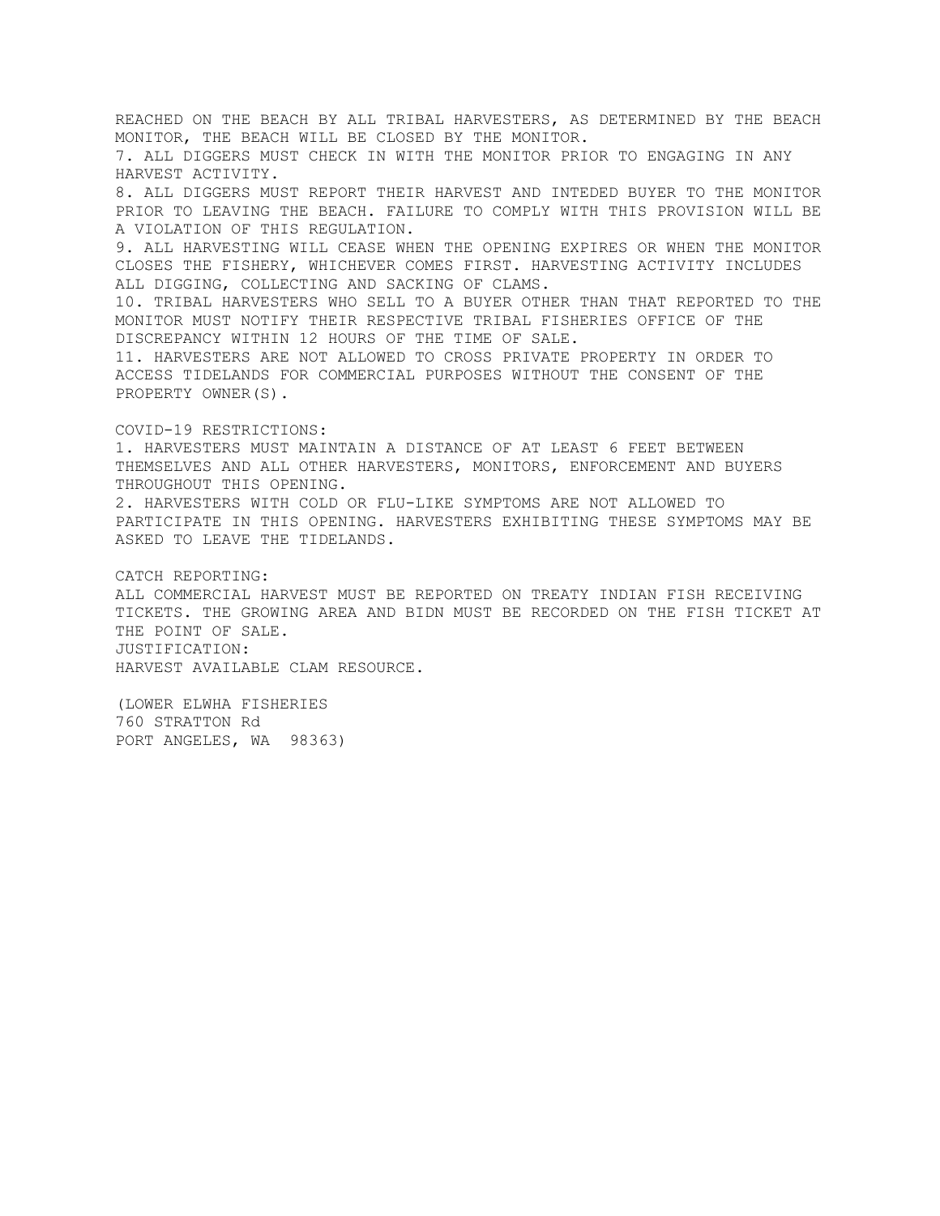REACHED ON THE BEACH BY ALL TRIBAL HARVESTERS, AS DETERMINED BY THE BEACH MONITOR, THE BEACH WILL BE CLOSED BY THE MONITOR.

7. ALL DIGGERS MUST CHECK IN WITH THE MONITOR PRIOR TO ENGAGING IN ANY HARVEST ACTIVITY.
8. ALL DIGGERS MUST REPORT THEIR HARVEST AND INTEDED BUYER TO THE MONITOR PRIOR TO LEAVING THE BEACH. FAILURE TO COMPLY WITH THIS PROVISION WILL BE A VIOLATION OF THIS REGULATION.
9. ALL HARVESTING WILL CEASE WHEN THE OPENING EXPIRES OR WHEN THE MONITOR CLOSES THE FISHERY, WHICHEVER COMES FIRST. HARVESTING ACTIVITY INCLUDES ALL DIGGING, COLLECTING AND SACKING OF CLAMS.
10. TRIBAL HARVESTERS WHO SELL TO A BUYER OTHER THAN THAT REPORTED TO THE MONITOR MUST NOTIFY THEIR RESPECTIVE TRIBAL FISHERIES OFFICE OF THE DISCREPANCY WITHIN 12 HOURS OF THE TIME OF SALE.
11. HARVESTERS ARE NOT ALLOWED TO CROSS PRIVATE PROPERTY IN ORDER TO ACCESS TIDELANDS FOR COMMERCIAL PURPOSES WITHOUT THE CONSENT OF THE PROPERTY OWNER(S).

COVID-19 RESTRICTIONS:

1. HARVESTERS MUST MAINTAIN A DISTANCE OF AT LEAST 6 FEET BETWEEN THEMSELVES AND ALL OTHER HARVESTERS, MONITORS, ENFORCEMENT AND BUYERS THROUGHOUT THIS OPENING.
2. HARVESTERS WITH COLD OR FLU-LIKE SYMPTOMS ARE NOT ALLOWED TO PARTICIPATE IN THIS OPENING. HARVESTERS EXHIBITING THESE SYMPTOMS MAY BE ASKED TO LEAVE THE TIDELANDS.

CATCH REPORTING:

ALL COMMERCIAL HARVEST MUST BE REPORTED ON TREATY INDIAN FISH RECEIVING TICKETS. THE GROWING AREA AND BIDN MUST BE RECORDED ON THE FISH TICKET AT THE POINT OF SALE.

JUSTIFICATION:

HARVEST AVAILABLE CLAM RESOURCE.

(LOWER ELWHA FISHERIES
760 STRATTON Rd
PORT ANGELES, WA 98363)